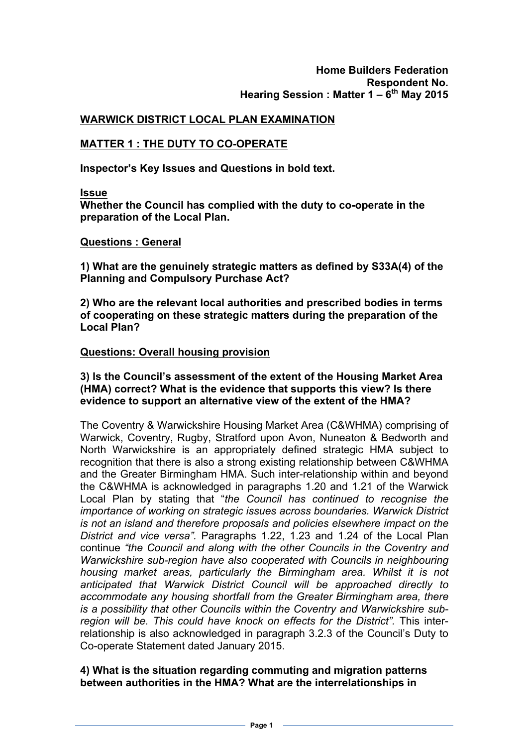**Home Builders Federation**
**Respondent No.**
**Hearing Session : Matter 1 – 6th May 2015**

## WARWICK DISTRICT LOCAL PLAN EXAMINATION

## MATTER 1 : THE DUTY TO CO-OPERATE

**Inspector's Key Issues and Questions in bold text.**

**Issue**
**Whether the Council has complied with the duty to co-operate in the preparation of the Local Plan.**

**Questions : General**

**1) What are the genuinely strategic matters as defined by S33A(4) of the Planning and Compulsory Purchase Act?**

**2) Who are the relevant local authorities and prescribed bodies in terms of cooperating on these strategic matters during the preparation of the Local Plan?**

**Questions: Overall housing provision**

**3) Is the Council's assessment of the extent of the Housing Market Area (HMA) correct? What is the evidence that supports this view? Is there evidence to support an alternative view of the extent of the HMA?**

The Coventry & Warwickshire Housing Market Area (C&WHMA) comprising of Warwick, Coventry, Rugby, Stratford upon Avon, Nuneaton & Bedworth and North Warwickshire is an appropriately defined strategic HMA subject to recognition that there is also a strong existing relationship between C&WHMA and the Greater Birmingham HMA. Such inter-relationship within and beyond the C&WHMA is acknowledged in paragraphs 1.20 and 1.21 of the Warwick Local Plan by stating that "*the Council has continued to recognise the importance of working on strategic issues across boundaries. Warwick District is not an island and therefore proposals and policies elsewhere impact on the District and vice versa".* Paragraphs 1.22, 1.23 and 1.24 of the Local Plan continue *"the Council and along with the other Councils in the Coventry and Warwickshire sub-region have also cooperated with Councils in neighbouring housing market areas, particularly the Birmingham area. Whilst it is not anticipated that Warwick District Council will be approached directly to accommodate any housing shortfall from the Greater Birmingham area, there is a possibility that other Councils within the Coventry and Warwickshire sub-region will be. This could have knock on effects for the District".* This inter-relationship is also acknowledged in paragraph 3.2.3 of the Council's Duty to Co-operate Statement dated January 2015.

**4) What is the situation regarding commuting and migration patterns between authorities in the HMA? What are the interrelationships in**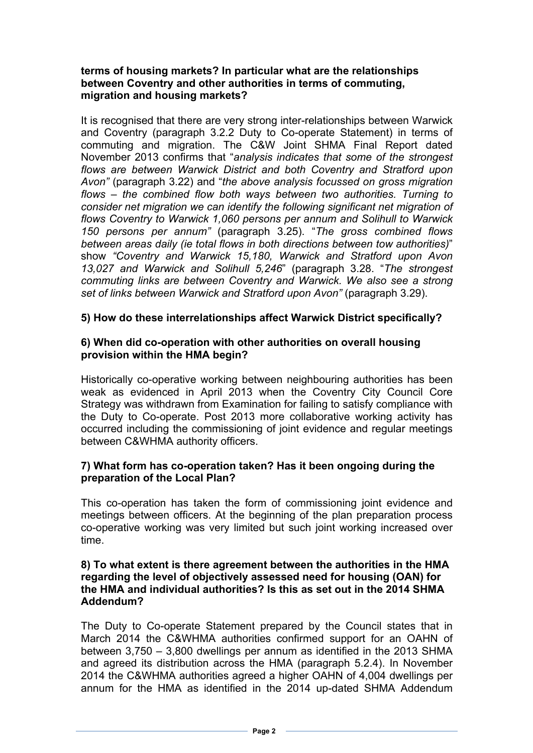**terms of housing markets? In particular what are the relationships between Coventry and other authorities in terms of commuting, migration and housing markets?**

It is recognised that there are very strong inter-relationships between Warwick and Coventry (paragraph 3.2.2 Duty to Co-operate Statement) in terms of commuting and migration. The C&W Joint SHMA Final Report dated November 2013 confirms that "*analysis indicates that some of the strongest flows are between Warwick District and both Coventry and Stratford upon Avon"* (paragraph 3.22) and "*the above analysis focussed on gross migration flows – the combined flow both ways between two authorities. Turning to consider net migration we can identify the following significant net migration of flows Coventry to Warwick 1,060 persons per annum and Solihull to Warwick 150 persons per annum"* (paragraph 3.25). "*The gross combined flows between areas daily (ie total flows in both directions between tow authorities)*" show *"Coventry and Warwick 15,180, Warwick and Stratford upon Avon 13,027 and Warwick and Solihull 5,246*" (paragraph 3.28. "*The strongest commuting links are between Coventry and Warwick. We also see a strong set of links between Warwick and Stratford upon Avon"* (paragraph 3.29).

**5) How do these interrelationships affect Warwick District specifically?**

**6) When did co-operation with other authorities on overall housing provision within the HMA begin?**

Historically co-operative working between neighbouring authorities has been weak as evidenced in April 2013 when the Coventry City Council Core Strategy was withdrawn from Examination for failing to satisfy compliance with the Duty to Co-operate. Post 2013 more collaborative working activity has occurred including the commissioning of joint evidence and regular meetings between C&WHMA authority officers.

**7) What form has co-operation taken? Has it been ongoing during the preparation of the Local Plan?**

This co-operation has taken the form of commissioning joint evidence and meetings between officers. At the beginning of the plan preparation process co-operative working was very limited but such joint working increased over time.

**8) To what extent is there agreement between the authorities in the HMA regarding the level of objectively assessed need for housing (OAN) for the HMA and individual authorities? Is this as set out in the 2014 SHMA Addendum?**

The Duty to Co-operate Statement prepared by the Council states that in March 2014 the C&WHMA authorities confirmed support for an OAHN of between 3,750 – 3,800 dwellings per annum as identified in the 2013 SHMA and agreed its distribution across the HMA (paragraph 5.2.4). In November 2014 the C&WHMA authorities agreed a higher OAHN of 4,004 dwellings per annum for the HMA as identified in the 2014 up-dated SHMA Addendum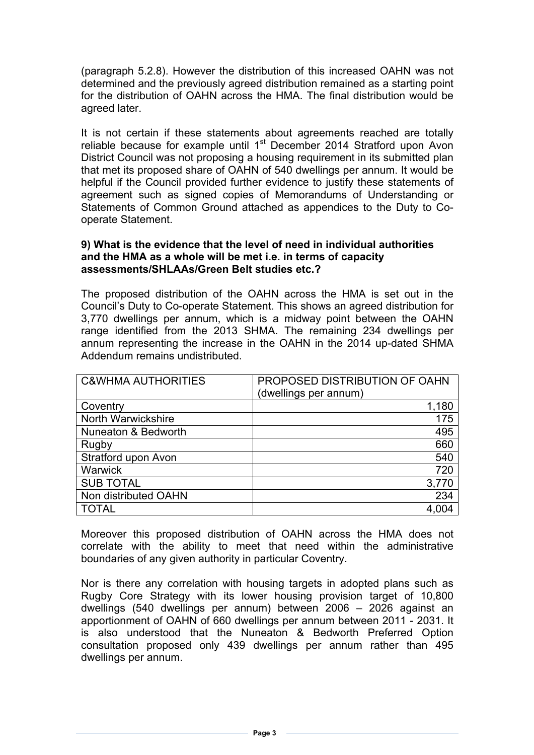(paragraph 5.2.8). However the distribution of this increased OAHN was not determined and the previously agreed distribution remained as a starting point for the distribution of OAHN across the HMA. The final distribution would be agreed later.

It is not certain if these statements about agreements reached are totally reliable because for example until 1st December 2014 Stratford upon Avon District Council was not proposing a housing requirement in its submitted plan that met its proposed share of OAHN of 540 dwellings per annum. It would be helpful if the Council provided further evidence to justify these statements of agreement such as signed copies of Memorandums of Understanding or Statements of Common Ground attached as appendices to the Duty to Co-operate Statement.

**9) What is the evidence that the level of need in individual authorities and the HMA as a whole will be met i.e. in terms of capacity assessments/SHLAAs/Green Belt studies etc.?**

The proposed distribution of the OAHN across the HMA is set out in the Council's Duty to Co-operate Statement. This shows an agreed distribution for 3,770 dwellings per annum, which is a midway point between the OAHN range identified from the 2013 SHMA. The remaining 234 dwellings per annum representing the increase in the OAHN in the 2014 up-dated SHMA Addendum remains undistributed.

| C&WHMA AUTHORITIES | PROPOSED DISTRIBUTION OF OAHN (dwellings per annum) |
|---|---:|
| Coventry | 1,180 |
| North Warwickshire | 175 |
| Nuneaton & Bedworth | 495 |
| Rugby | 660 |
| Stratford upon Avon | 540 |
| Warwick | 720 |
| SUB TOTAL | 3,770 |
| Non distributed OAHN | 234 |
| TOTAL | 4,004 |

Moreover this proposed distribution of OAHN across the HMA does not correlate with the ability to meet that need within the administrative boundaries of any given authority in particular Coventry.

Nor is there any correlation with housing targets in adopted plans such as Rugby Core Strategy with its lower housing provision target of 10,800 dwellings (540 dwellings per annum) between 2006 – 2026 against an apportionment of OAHN of 660 dwellings per annum between 2011 - 2031. It is also understood that the Nuneaton & Bedworth Preferred Option consultation proposed only 439 dwellings per annum rather than 495 dwellings per annum.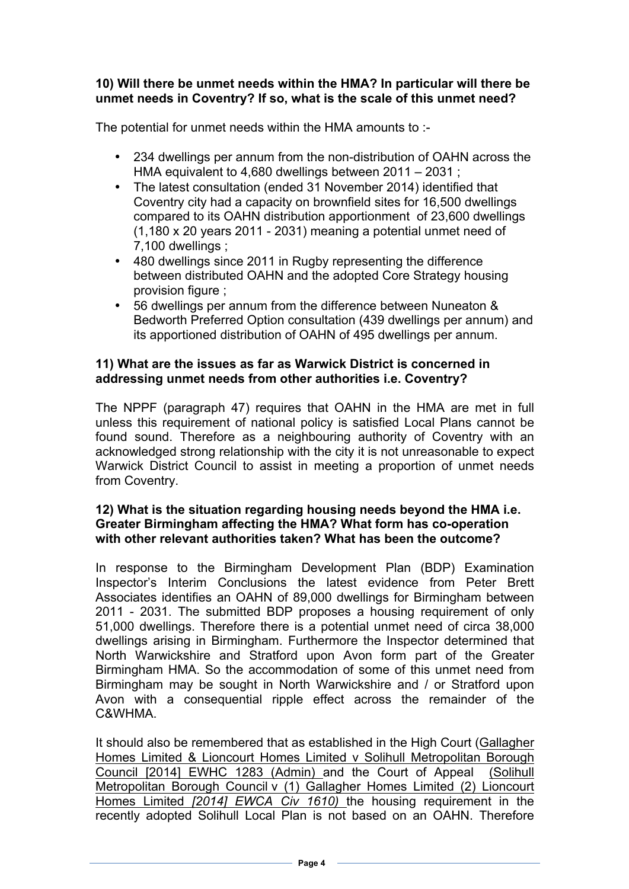**10) Will there be unmet needs within the HMA? In particular will there be unmet needs in Coventry? If so, what is the scale of this unmet need?**

The potential for unmet needs within the HMA amounts to :-

- 234 dwellings per annum from the non-distribution of OAHN across the HMA equivalent to 4,680 dwellings between 2011 – 2031 ;
- The latest consultation (ended 31 November 2014) identified that Coventry city had a capacity on brownfield sites for 16,500 dwellings compared to its OAHN distribution apportionment of 23,600 dwellings (1,180 x 20 years 2011 - 2031) meaning a potential unmet need of 7,100 dwellings ;
- 480 dwellings since 2011 in Rugby representing the difference between distributed OAHN and the adopted Core Strategy housing provision figure ;
- 56 dwellings per annum from the difference between Nuneaton & Bedworth Preferred Option consultation (439 dwellings per annum) and its apportioned distribution of OAHN of 495 dwellings per annum.

**11) What are the issues as far as Warwick District is concerned in addressing unmet needs from other authorities i.e. Coventry?**

The NPPF (paragraph 47) requires that OAHN in the HMA are met in full unless this requirement of national policy is satisfied Local Plans cannot be found sound. Therefore as a neighbouring authority of Coventry with an acknowledged strong relationship with the city it is not unreasonable to expect Warwick District Council to assist in meeting a proportion of unmet needs from Coventry.

**12) What is the situation regarding housing needs beyond the HMA i.e. Greater Birmingham affecting the HMA? What form has co-operation with other relevant authorities taken? What has been the outcome?**

In response to the Birmingham Development Plan (BDP) Examination Inspector's Interim Conclusions the latest evidence from Peter Brett Associates identifies an OAHN of 89,000 dwellings for Birmingham between 2011 - 2031. The submitted BDP proposes a housing requirement of only 51,000 dwellings. Therefore there is a potential unmet need of circa 38,000 dwellings arising in Birmingham. Furthermore the Inspector determined that North Warwickshire and Stratford upon Avon form part of the Greater Birmingham HMA. So the accommodation of some of this unmet need from Birmingham may be sought in North Warwickshire and / or Stratford upon Avon with a consequential ripple effect across the remainder of the C&WHMA.

It should also be remembered that as established in the High Court (Gallagher Homes Limited & Lioncourt Homes Limited v Solihull Metropolitan Borough Council [2014] EWHC 1283 (Admin) and the Court of Appeal (Solihull Metropolitan Borough Council v (1) Gallagher Homes Limited (2) Lioncourt Homes Limited *[2014] EWCA Civ 1610)* the housing requirement in the recently adopted Solihull Local Plan is not based on an OAHN. Therefore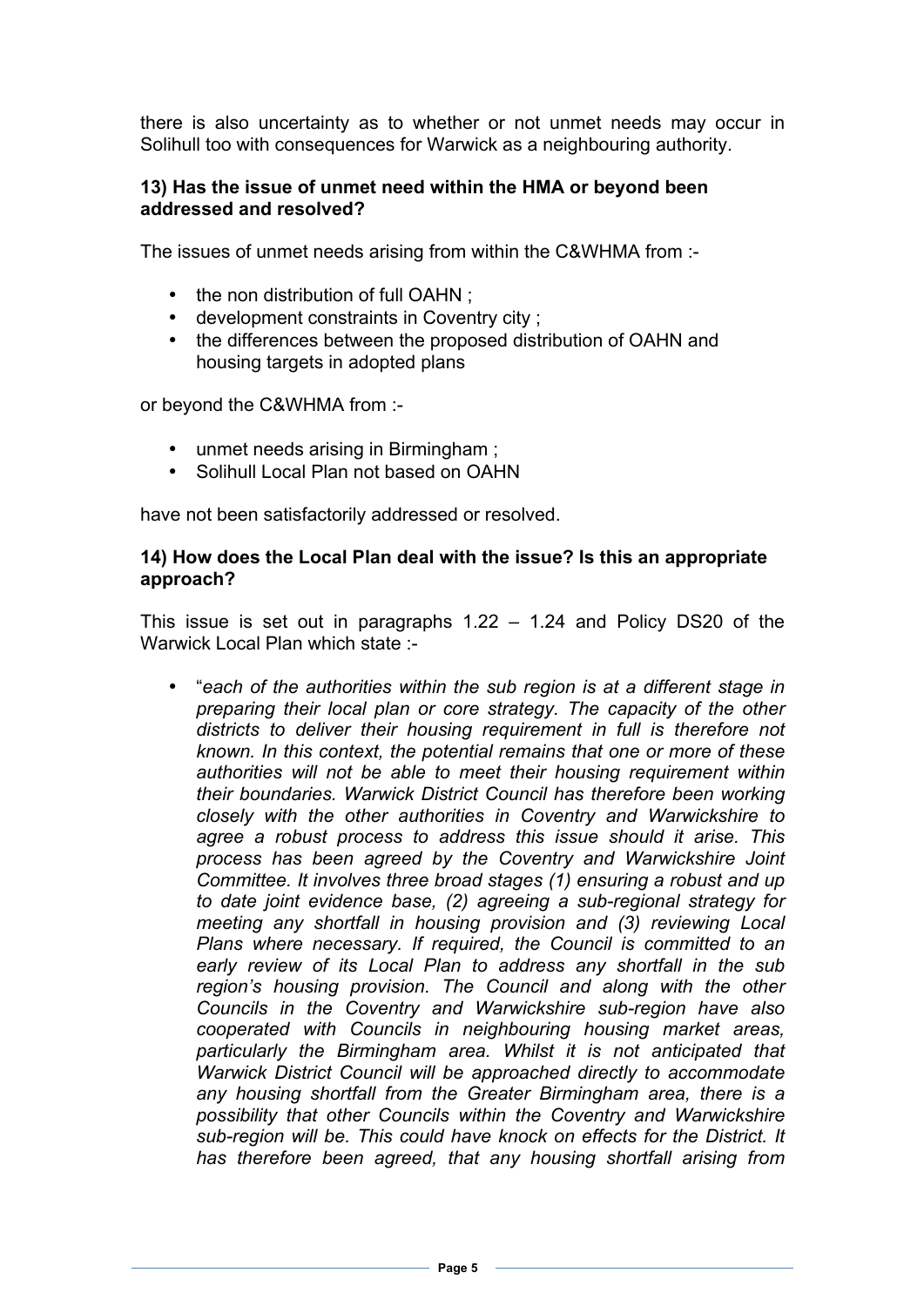there is also uncertainty as to whether or not unmet needs may occur in Solihull too with consequences for Warwick as a neighbouring authority.

**13) Has the issue of unmet need within the HMA or beyond been addressed and resolved?**

The issues of unmet needs arising from within the C&WHMA from :-

- the non distribution of full OAHN ;
- development constraints in Coventry city ;
- the differences between the proposed distribution of OAHN and housing targets in adopted plans

or beyond the C&WHMA from :-

- unmet needs arising in Birmingham ;
- Solihull Local Plan not based on OAHN

have not been satisfactorily addressed or resolved.

**14) How does the Local Plan deal with the issue? Is this an appropriate approach?**

This issue is set out in paragraphs 1.22 – 1.24 and Policy DS20 of the Warwick Local Plan which state :-

- "*each of the authorities within the sub region is at a different stage in preparing their local plan or core strategy. The capacity of the other districts to deliver their housing requirement in full is therefore not known. In this context, the potential remains that one or more of these authorities will not be able to meet their housing requirement within their boundaries. Warwick District Council has therefore been working closely with the other authorities in Coventry and Warwickshire to agree a robust process to address this issue should it arise. This process has been agreed by the Coventry and Warwickshire Joint Committee. It involves three broad stages (1) ensuring a robust and up to date joint evidence base, (2) agreeing a sub-regional strategy for meeting any shortfall in housing provision and (3) reviewing Local Plans where necessary. If required, the Council is committed to an early review of its Local Plan to address any shortfall in the sub region's housing provision. The Council and along with the other Councils in the Coventry and Warwickshire sub-region have also cooperated with Councils in neighbouring housing market areas, particularly the Birmingham area. Whilst it is not anticipated that Warwick District Council will be approached directly to accommodate any housing shortfall from the Greater Birmingham area, there is a possibility that other Councils within the Coventry and Warwickshire sub-region will be. This could have knock on effects for the District. It has therefore been agreed, that any housing shortfall arising from*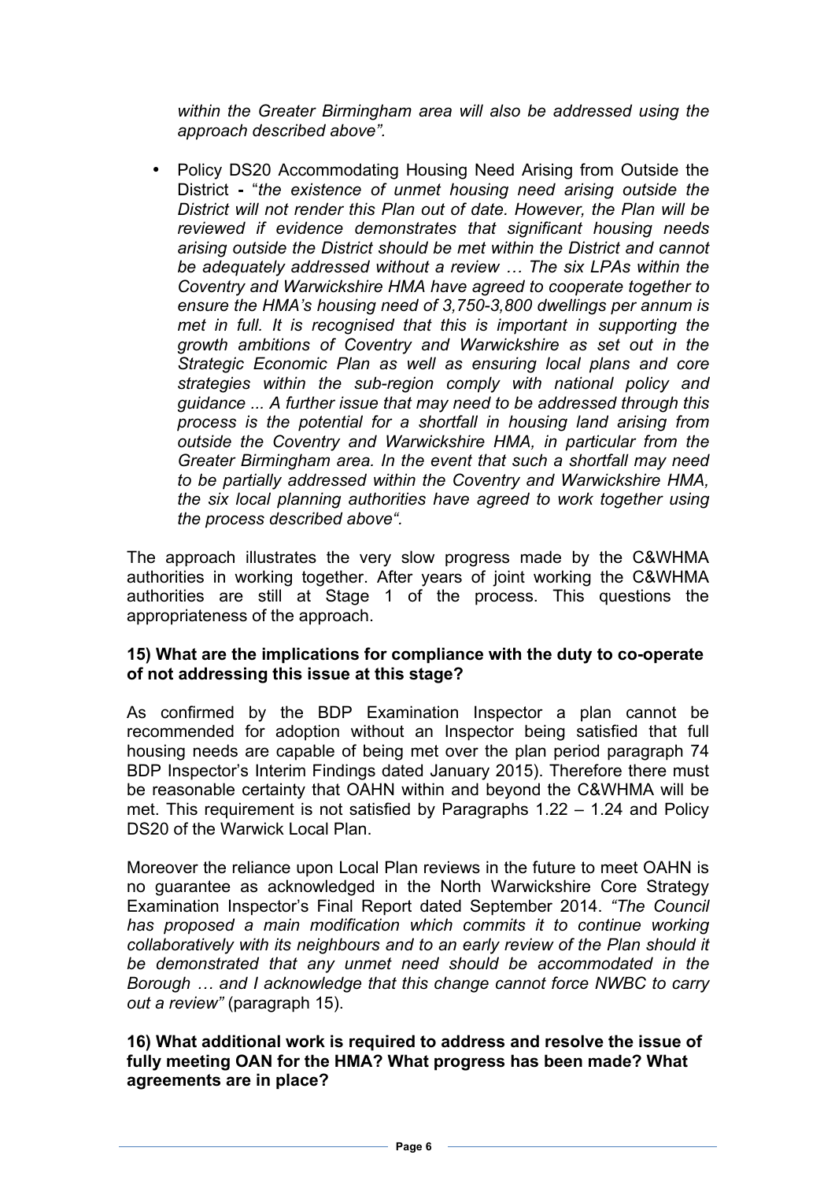*within the Greater Birmingham area will also be addressed using the approach described above".*

- Policy DS20 Accommodating Housing Need Arising from Outside the District **-** "*the existence of unmet housing need arising outside the District will not render this Plan out of date. However, the Plan will be reviewed if evidence demonstrates that significant housing needs arising outside the District should be met within the District and cannot be adequately addressed without a review … The six LPAs within the Coventry and Warwickshire HMA have agreed to cooperate together to ensure the HMA's housing need of 3,750-3,800 dwellings per annum is met in full. It is recognised that this is important in supporting the growth ambitions of Coventry and Warwickshire as set out in the Strategic Economic Plan as well as ensuring local plans and core strategies within the sub-region comply with national policy and guidance ... A further issue that may need to be addressed through this process is the potential for a shortfall in housing land arising from outside the Coventry and Warwickshire HMA, in particular from the Greater Birmingham area. In the event that such a shortfall may need to be partially addressed within the Coventry and Warwickshire HMA, the six local planning authorities have agreed to work together using the process described above".*

The approach illustrates the very slow progress made by the C&WHMA authorities in working together. After years of joint working the C&WHMA authorities are still at Stage 1 of the process. This questions the appropriateness of the approach.

**15) What are the implications for compliance with the duty to co-operate of not addressing this issue at this stage?**

As confirmed by the BDP Examination Inspector a plan cannot be recommended for adoption without an Inspector being satisfied that full housing needs are capable of being met over the plan period paragraph 74 BDP Inspector's Interim Findings dated January 2015). Therefore there must be reasonable certainty that OAHN within and beyond the C&WHMA will be met. This requirement is not satisfied by Paragraphs 1.22 – 1.24 and Policy DS20 of the Warwick Local Plan.

Moreover the reliance upon Local Plan reviews in the future to meet OAHN is no guarantee as acknowledged in the North Warwickshire Core Strategy Examination Inspector's Final Report dated September 2014. *"The Council has proposed a main modification which commits it to continue working collaboratively with its neighbours and to an early review of the Plan should it be demonstrated that any unmet need should be accommodated in the Borough … and I acknowledge that this change cannot force NWBC to carry out a review"* (paragraph 15).

**16) What additional work is required to address and resolve the issue of fully meeting OAN for the HMA? What progress has been made? What agreements are in place?**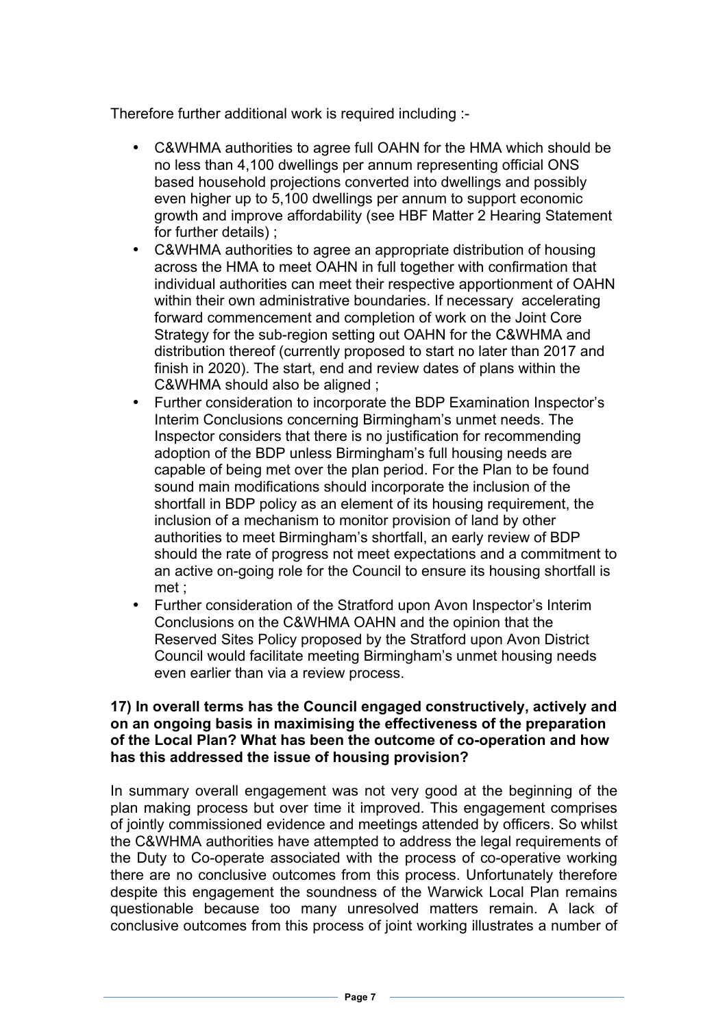Therefore further additional work is required including :-

- C&WHMA authorities to agree full OAHN for the HMA which should be no less than 4,100 dwellings per annum representing official ONS based household projections converted into dwellings and possibly even higher up to 5,100 dwellings per annum to support economic growth and improve affordability (see HBF Matter 2 Hearing Statement for further details) ;
- C&WHMA authorities to agree an appropriate distribution of housing across the HMA to meet OAHN in full together with confirmation that individual authorities can meet their respective apportionment of OAHN within their own administrative boundaries. If necessary accelerating forward commencement and completion of work on the Joint Core Strategy for the sub-region setting out OAHN for the C&WHMA and distribution thereof (currently proposed to start no later than 2017 and finish in 2020). The start, end and review dates of plans within the C&WHMA should also be aligned ;
- Further consideration to incorporate the BDP Examination Inspector's Interim Conclusions concerning Birmingham's unmet needs. The Inspector considers that there is no justification for recommending adoption of the BDP unless Birmingham's full housing needs are capable of being met over the plan period. For the Plan to be found sound main modifications should incorporate the inclusion of the shortfall in BDP policy as an element of its housing requirement, the inclusion of a mechanism to monitor provision of land by other authorities to meet Birmingham's shortfall, an early review of BDP should the rate of progress not meet expectations and a commitment to an active on-going role for the Council to ensure its housing shortfall is met ;
- Further consideration of the Stratford upon Avon Inspector's Interim Conclusions on the C&WHMA OAHN and the opinion that the Reserved Sites Policy proposed by the Stratford upon Avon District Council would facilitate meeting Birmingham's unmet housing needs even earlier than via a review process.

**17) In overall terms has the Council engaged constructively, actively and on an ongoing basis in maximising the effectiveness of the preparation of the Local Plan? What has been the outcome of co-operation and how has this addressed the issue of housing provision?**

In summary overall engagement was not very good at the beginning of the plan making process but over time it improved. This engagement comprises of jointly commissioned evidence and meetings attended by officers. So whilst the C&WHMA authorities have attempted to address the legal requirements of the Duty to Co-operate associated with the process of co-operative working there are no conclusive outcomes from this process. Unfortunately therefore despite this engagement the soundness of the Warwick Local Plan remains questionable because too many unresolved matters remain. A lack of conclusive outcomes from this process of joint working illustrates a number of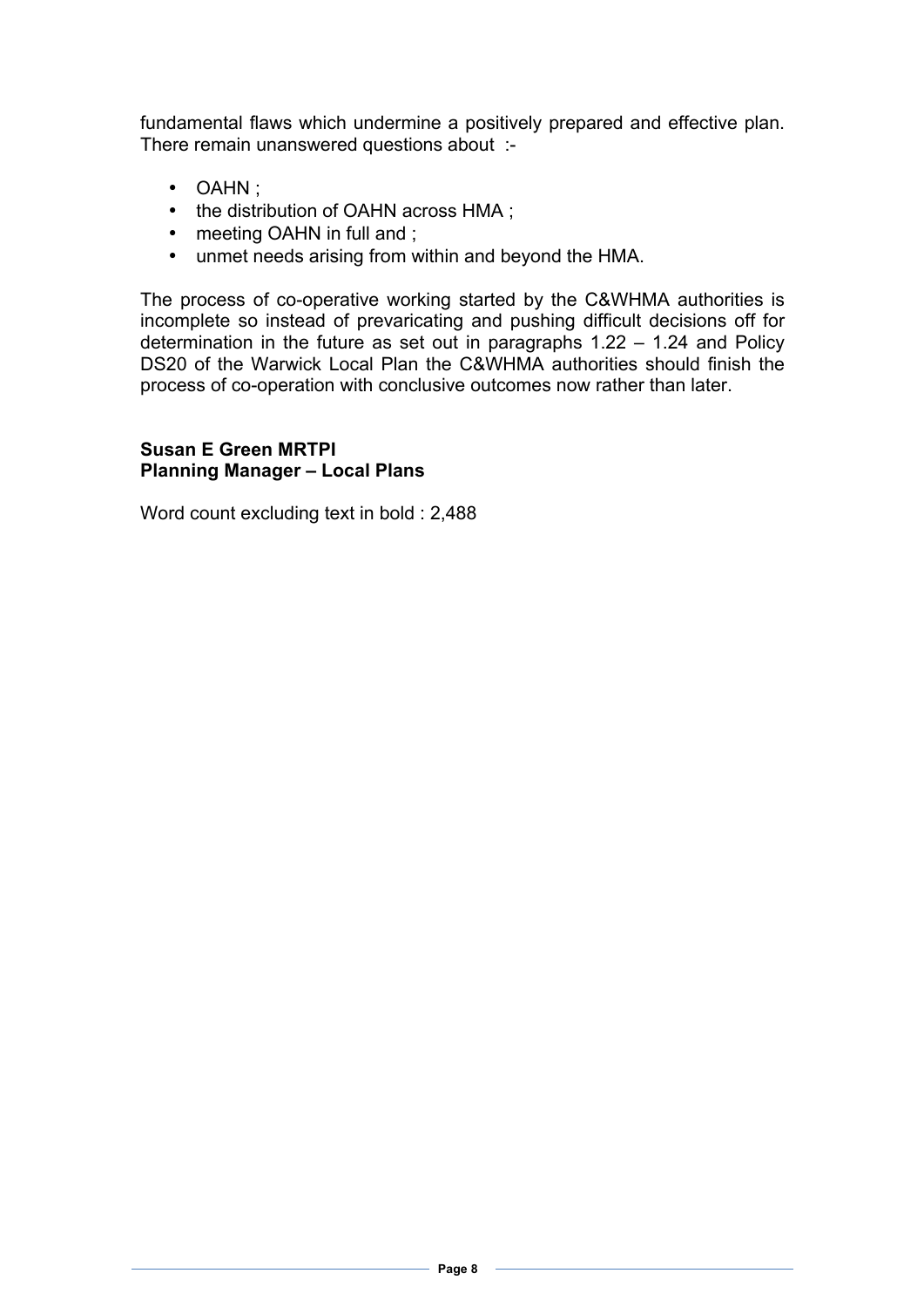fundamental flaws which undermine a positively prepared and effective plan. There remain unanswered questions about :-

- OAHN ;
- the distribution of OAHN across HMA ;
- meeting OAHN in full and ;
- unmet needs arising from within and beyond the HMA.

The process of co-operative working started by the C&WHMA authorities is incomplete so instead of prevaricating and pushing difficult decisions off for determination in the future as set out in paragraphs 1.22 – 1.24 and Policy DS20 of the Warwick Local Plan the C&WHMA authorities should finish the process of co-operation with conclusive outcomes now rather than later.

**Susan E Green MRTPI**
**Planning Manager – Local Plans**

Word count excluding text in bold : 2,488